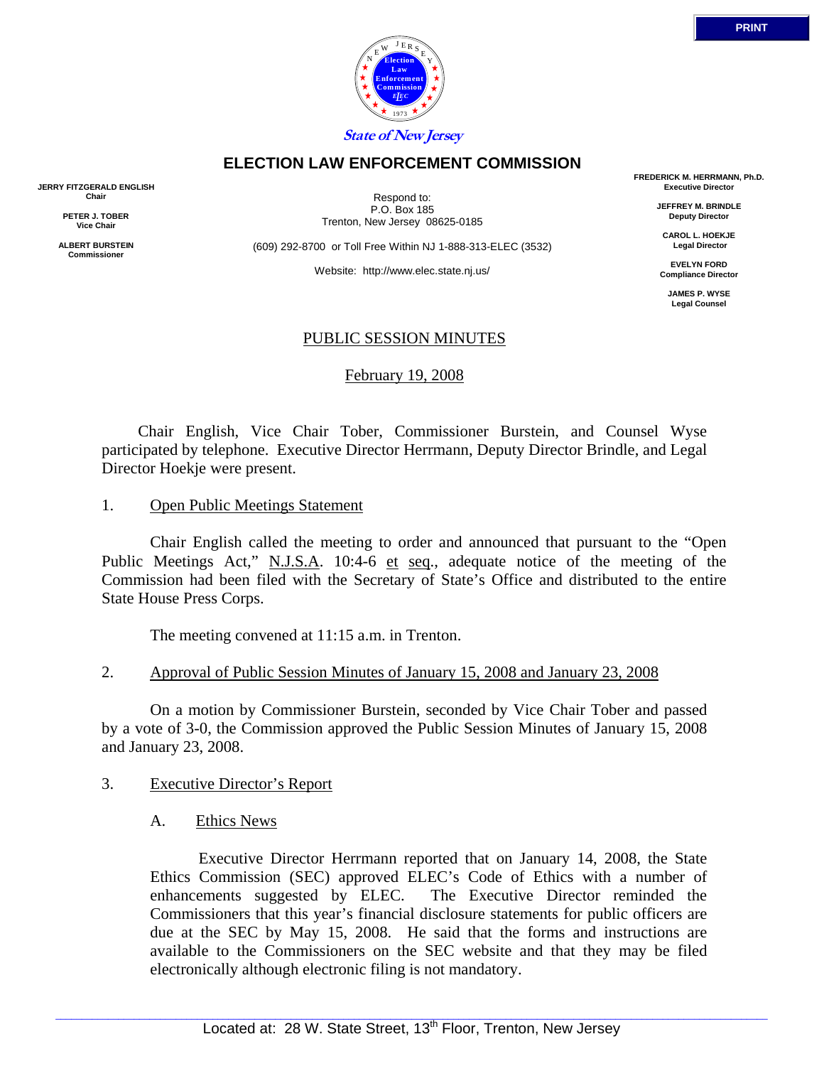PRINT

State of New Jersey

# ELECTION LAW ENFORCEMENT COMMISSION

**JERRY FITZGERALD ENGLISH**
**Chair**

**PETER J. TOBER**
**Vice Chair**

**ALBERT BURSTEIN**
**Commissioner**

Respond to:
P.O. Box 185
Trenton, New Jersey 08625-0185

(609) 292-8700 or Toll Free Within NJ 1-888-313-ELEC (3532)

Website: http://www.elec.state.nj.us/

**FREDERICK M. HERRMANN, Ph.D.**
**Executive Director**

**JEFFREY M. BRINDLE**
**Deputy Director**

**CAROL L. HOEKJE**
**Legal Director**

**EVELYN FORD**
**Compliance Director**

**JAMES P. WYSE**
**Legal Counsel**

## PUBLIC SESSION MINUTES

February 19, 2008

Chair English, Vice Chair Tober, Commissioner Burstein, and Counsel Wyse participated by telephone. Executive Director Herrmann, Deputy Director Brindle, and Legal Director Hoekje were present.

1. Open Public Meetings Statement

Chair English called the meeting to order and announced that pursuant to the "Open Public Meetings Act," N.J.S.A. 10:4-6 et seq., adequate notice of the meeting of the Commission had been filed with the Secretary of State's Office and distributed to the entire State House Press Corps.

The meeting convened at 11:15 a.m. in Trenton.

2. Approval of Public Session Minutes of January 15, 2008 and January 23, 2008

On a motion by Commissioner Burstein, seconded by Vice Chair Tober and passed by a vote of 3-0, the Commission approved the Public Session Minutes of January 15, 2008 and January 23, 2008.

3. Executive Director's Report

A. Ethics News

Executive Director Herrmann reported that on January 14, 2008, the State Ethics Commission (SEC) approved ELEC's Code of Ethics with a number of enhancements suggested by ELEC. The Executive Director reminded the Commissioners that this year's financial disclosure statements for public officers are due at the SEC by May 15, 2008. He said that the forms and instructions are available to the Commissioners on the SEC website and that they may be filed electronically although electronic filing is not mandatory.

Located at: 28 W. State Street, 13th Floor, Trenton, New Jersey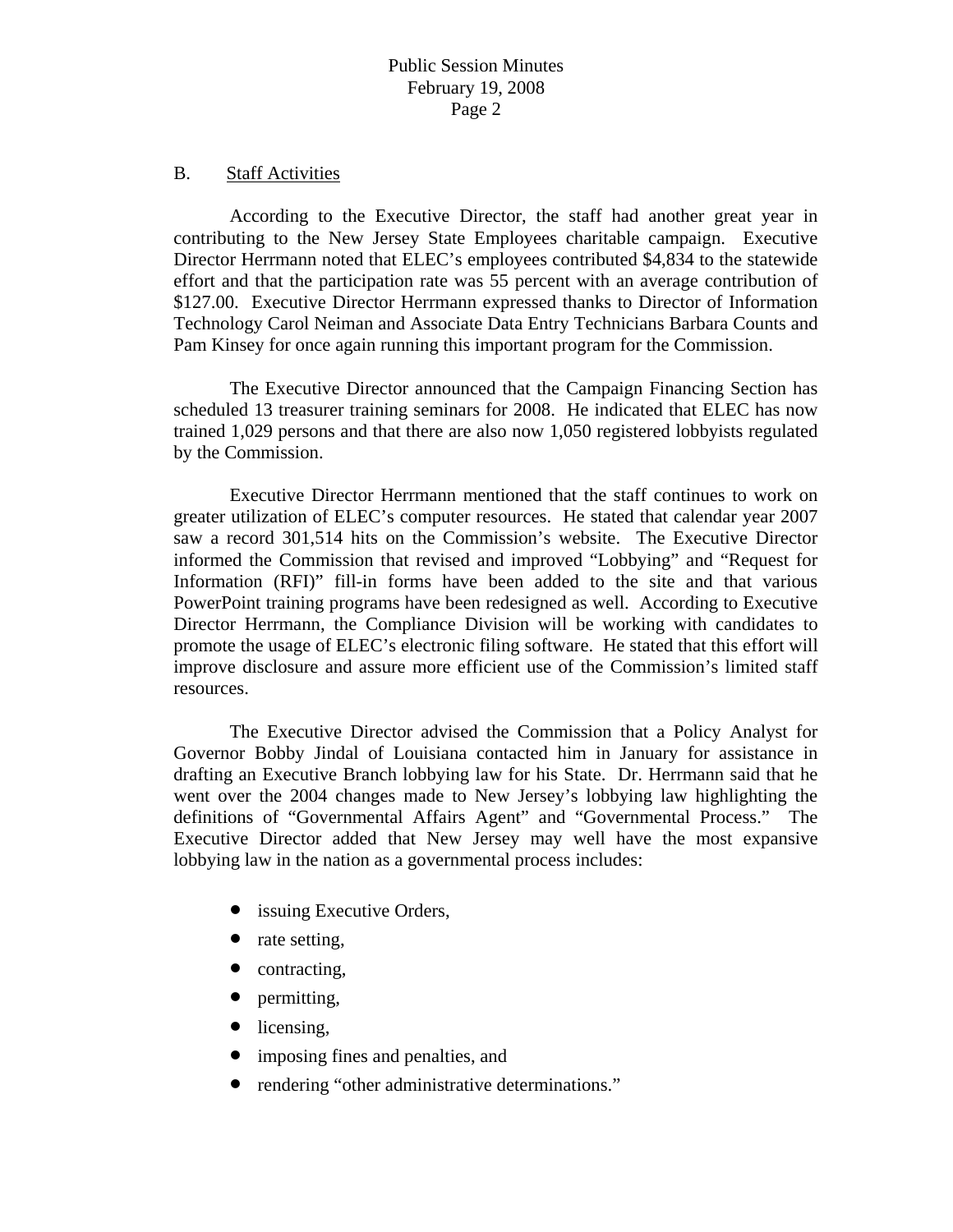B. Staff Activities

According to the Executive Director, the staff had another great year in contributing to the New Jersey State Employees charitable campaign. Executive Director Herrmann noted that ELEC's employees contributed $4,834 to the statewide effort and that the participation rate was 55 percent with an average contribution of $127.00. Executive Director Herrmann expressed thanks to Director of Information Technology Carol Neiman and Associate Data Entry Technicians Barbara Counts and Pam Kinsey for once again running this important program for the Commission.

The Executive Director announced that the Campaign Financing Section has scheduled 13 treasurer training seminars for 2008. He indicated that ELEC has now trained 1,029 persons and that there are also now 1,050 registered lobbyists regulated by the Commission.

Executive Director Herrmann mentioned that the staff continues to work on greater utilization of ELEC's computer resources. He stated that calendar year 2007 saw a record 301,514 hits on the Commission's website. The Executive Director informed the Commission that revised and improved "Lobbying" and "Request for Information (RFI)" fill-in forms have been added to the site and that various PowerPoint training programs have been redesigned as well. According to Executive Director Herrmann, the Compliance Division will be working with candidates to promote the usage of ELEC's electronic filing software. He stated that this effort will improve disclosure and assure more efficient use of the Commission's limited staff resources.

The Executive Director advised the Commission that a Policy Analyst for Governor Bobby Jindal of Louisiana contacted him in January for assistance in drafting an Executive Branch lobbying law for his State. Dr. Herrmann said that he went over the 2004 changes made to New Jersey's lobbying law highlighting the definitions of "Governmental Affairs Agent" and "Governmental Process." The Executive Director added that New Jersey may well have the most expansive lobbying law in the nation as a governmental process includes:

- issuing Executive Orders,
- rate setting,
- contracting,
- permitting,
- licensing,
- imposing fines and penalties, and
- rendering "other administrative determinations."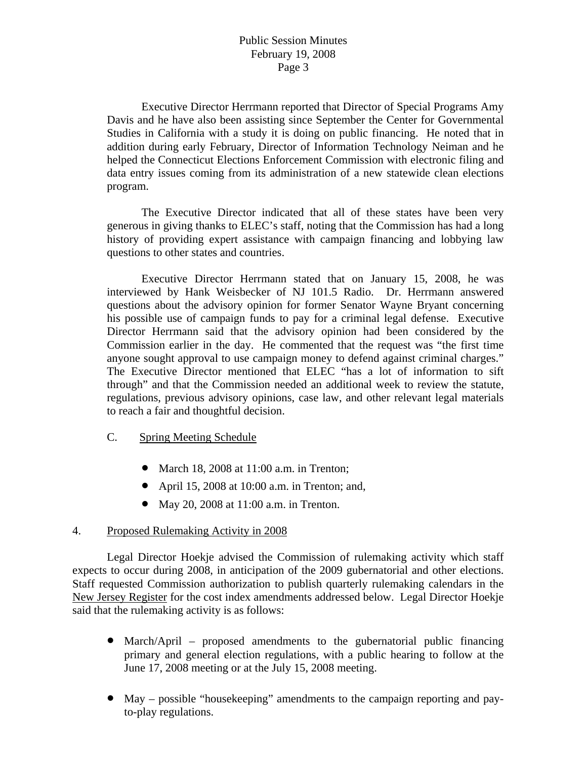Executive Director Herrmann reported that Director of Special Programs Amy Davis and he have also been assisting since September the Center for Governmental Studies in California with a study it is doing on public financing. He noted that in addition during early February, Director of Information Technology Neiman and he helped the Connecticut Elections Enforcement Commission with electronic filing and data entry issues coming from its administration of a new statewide clean elections program.

The Executive Director indicated that all of these states have been very generous in giving thanks to ELEC's staff, noting that the Commission has had a long history of providing expert assistance with campaign financing and lobbying law questions to other states and countries.

Executive Director Herrmann stated that on January 15, 2008, he was interviewed by Hank Weisbecker of NJ 101.5 Radio. Dr. Herrmann answered questions about the advisory opinion for former Senator Wayne Bryant concerning his possible use of campaign funds to pay for a criminal legal defense. Executive Director Herrmann said that the advisory opinion had been considered by the Commission earlier in the day. He commented that the request was "the first time anyone sought approval to use campaign money to defend against criminal charges." The Executive Director mentioned that ELEC "has a lot of information to sift through" and that the Commission needed an additional week to review the statute, regulations, previous advisory opinions, case law, and other relevant legal materials to reach a fair and thoughtful decision.

C. Spring Meeting Schedule

- March 18, 2008 at 11:00 a.m. in Trenton;
- April 15, 2008 at 10:00 a.m. in Trenton; and,
- May 20, 2008 at 11:00 a.m. in Trenton.

4. Proposed Rulemaking Activity in 2008

Legal Director Hoekje advised the Commission of rulemaking activity which staff expects to occur during 2008, in anticipation of the 2009 gubernatorial and other elections. Staff requested Commission authorization to publish quarterly rulemaking calendars in the New Jersey Register for the cost index amendments addressed below. Legal Director Hoekje said that the rulemaking activity is as follows:

- March/April – proposed amendments to the gubernatorial public financing primary and general election regulations, with a public hearing to follow at the June 17, 2008 meeting or at the July 15, 2008 meeting.

- May – possible "housekeeping" amendments to the campaign reporting and pay-to-play regulations.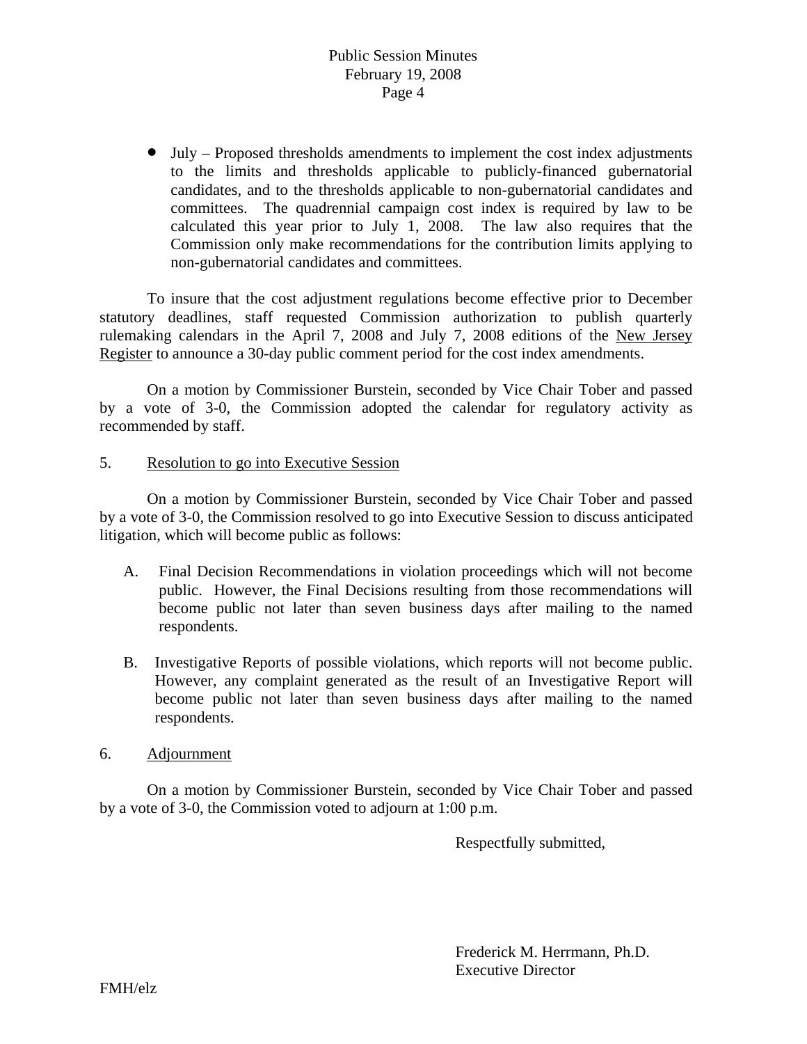- July – Proposed thresholds amendments to implement the cost index adjustments to the limits and thresholds applicable to publicly-financed gubernatorial candidates, and to the thresholds applicable to non-gubernatorial candidates and committees. The quadrennial campaign cost index is required by law to be calculated this year prior to July 1, 2008. The law also requires that the Commission only make recommendations for the contribution limits applying to non-gubernatorial candidates and committees.

To insure that the cost adjustment regulations become effective prior to December statutory deadlines, staff requested Commission authorization to publish quarterly rulemaking calendars in the April 7, 2008 and July 7, 2008 editions of the New Jersey Register to announce a 30-day public comment period for the cost index amendments.

On a motion by Commissioner Burstein, seconded by Vice Chair Tober and passed by a vote of 3-0, the Commission adopted the calendar for regulatory activity as recommended by staff.

5. Resolution to go into Executive Session

On a motion by Commissioner Burstein, seconded by Vice Chair Tober and passed by a vote of 3-0, the Commission resolved to go into Executive Session to discuss anticipated litigation, which will become public as follows:

A. Final Decision Recommendations in violation proceedings which will not become public. However, the Final Decisions resulting from those recommendations will become public not later than seven business days after mailing to the named respondents.

B. Investigative Reports of possible violations, which reports will not become public. However, any complaint generated as the result of an Investigative Report will become public not later than seven business days after mailing to the named respondents.

6. Adjournment

On a motion by Commissioner Burstein, seconded by Vice Chair Tober and passed by a vote of 3-0, the Commission voted to adjourn at 1:00 p.m.

Respectfully submitted,

Frederick M. Herrmann, Ph.D.
Executive Director

FMH/elz